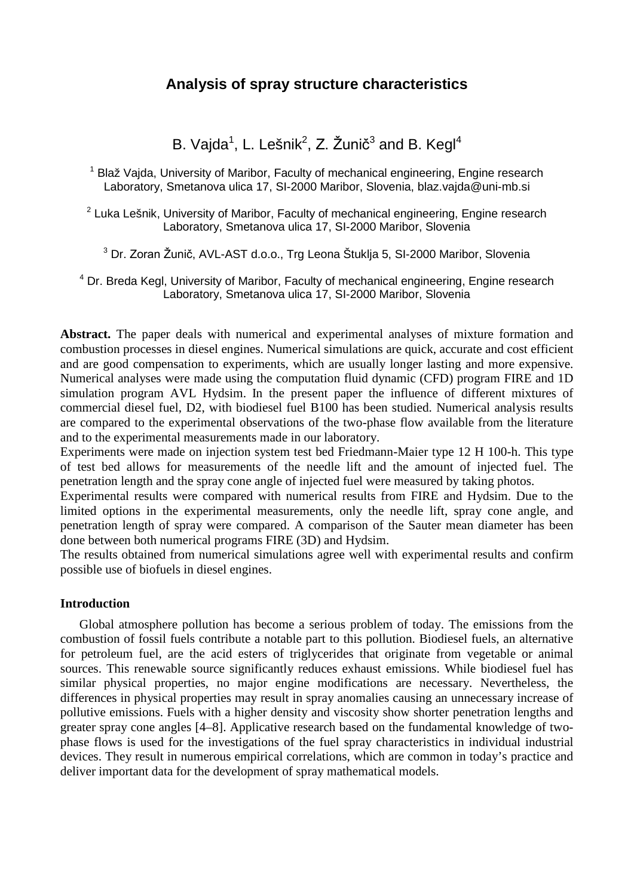# Analysis of spray structure characteristics

B. Vajda[1], L. Lešnik[2], Z. Žunič[3] and B. Kegl[4]

[1] Blaž Vajda, University of Maribor, Faculty of mechanical engineering, Engine research Laboratory, Smetanova ulica 17, SI-2000 Maribor, Slovenia, blaz.vajda@uni-mb.si

[2] Luka Lešnik, University of Maribor, Faculty of mechanical engineering, Engine research Laboratory, Smetanova ulica 17, SI-2000 Maribor, Slovenia

[3] Dr. Zoran Žunič, AVL-AST d.o.o., Trg Leona Štuklja 5, SI-2000 Maribor, Slovenia

[4] Dr. Breda Kegl, University of Maribor, Faculty of mechanical engineering, Engine research Laboratory, Smetanova ulica 17, SI-2000 Maribor, Slovenia

**Abstract.** The paper deals with numerical and experimental analyses of mixture formation and combustion processes in diesel engines. Numerical simulations are quick, accurate and cost efficient and are good compensation to experiments, which are usually longer lasting and more expensive. Numerical analyses were made using the computation fluid dynamic (CFD) program FIRE and 1D simulation program AVL Hydsim. In the present paper the influence of different mixtures of commercial diesel fuel, D2, with biodiesel fuel B100 has been studied. Numerical analysis results are compared to the experimental observations of the two-phase flow available from the literature and to the experimental measurements made in our laboratory.

Experiments were made on injection system test bed Friedmann-Maier type 12 H 100-h. This type of test bed allows for measurements of the needle lift and the amount of injected fuel. The penetration length and the spray cone angle of injected fuel were measured by taking photos.

Experimental results were compared with numerical results from FIRE and Hydsim. Due to the limited options in the experimental measurements, only the needle lift, spray cone angle, and penetration length of spray were compared. A comparison of the Sauter mean diameter has been done between both numerical programs FIRE (3D) and Hydsim.

The results obtained from numerical simulations agree well with experimental results and confirm possible use of biofuels in diesel engines.

## Introduction

Global atmosphere pollution has become a serious problem of today. The emissions from the combustion of fossil fuels contribute a notable part to this pollution. Biodiesel fuels, an alternative for petroleum fuel, are the acid esters of triglycerides that originate from vegetable or animal sources. This renewable source significantly reduces exhaust emissions. While biodiesel fuel has similar physical properties, no major engine modifications are necessary. Nevertheless, the differences in physical properties may result in spray anomalies causing an unnecessary increase of pollutive emissions. Fuels with a higher density and viscosity show shorter penetration lengths and greater spray cone angles [4–8]. Applicative research based on the fundamental knowledge of two-phase flows is used for the investigations of the fuel spray characteristics in individual industrial devices. They result in numerous empirical correlations, which are common in today's practice and deliver important data for the development of spray mathematical models.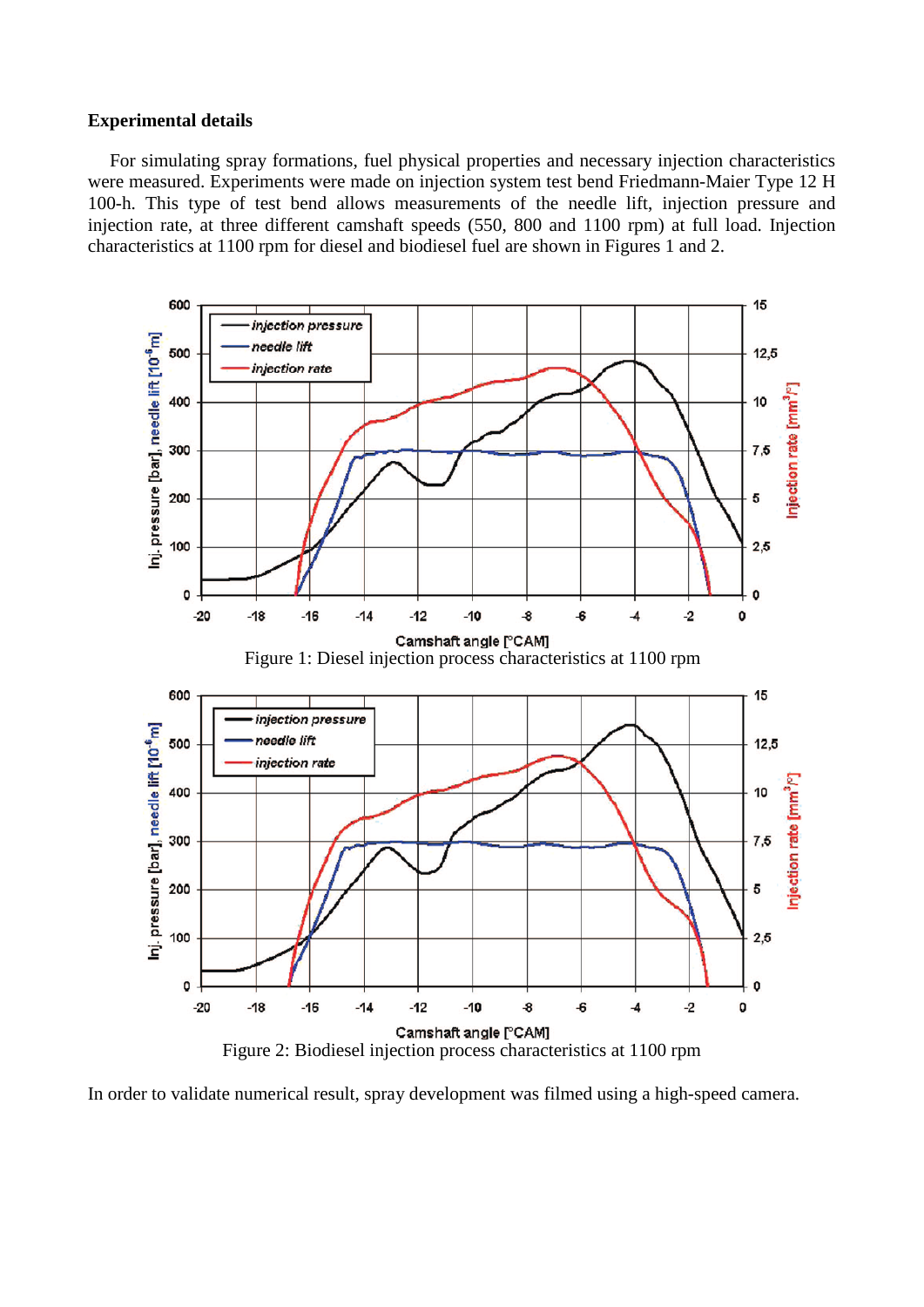**Experimental details**

For simulating spray formations, fuel physical properties and necessary injection characteristics were measured. Experiments were made on injection system test bend Friedmann-Maier Type 12 H 100-h. This type of test bend allows measurements of the needle lift, injection pressure and injection rate, at three different camshaft speeds (550, 800 and 1100 rpm) at full load. Injection characteristics at 1100 rpm for diesel and biodiesel fuel are shown in Figures 1 and 2.

Figure 1: Diesel injection process characteristics at 1100 rpm

Figure 2: Biodiesel injection process characteristics at 1100 rpm

In order to validate numerical result, spray development was filmed using a high-speed camera.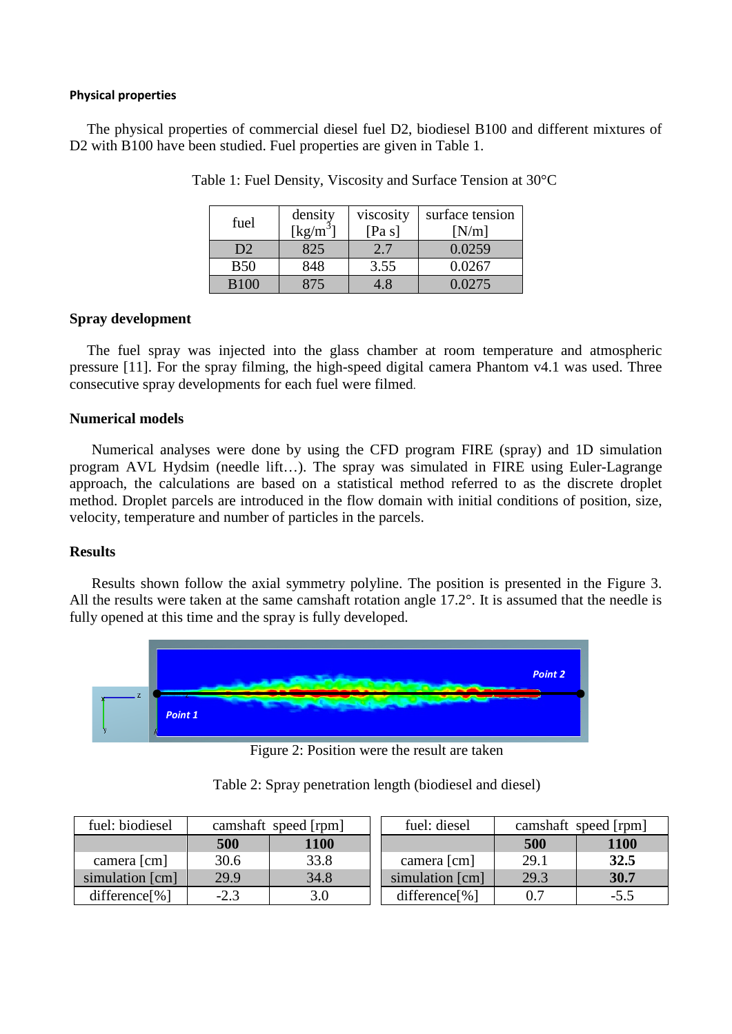#### Physical properties

The physical properties of commercial diesel fuel D2, biodiesel B100 and different mixtures of D2 with B100 have been studied. Fuel properties are given in Table 1.

Table 1: Fuel Density, Viscosity and Surface Tension at 30°C

| fuel | density [kg/m$^3$] | viscosity [Pa s] | surface tension [N/m] |
|---|---|---|---|
| D2 | 825 | 2.7 | 0.0259 |
| B50 | 848 | 3.55 | 0.0267 |
| B100 | 875 | 4.8 | 0.0275 |

#### Spray development

The fuel spray was injected into the glass chamber at room temperature and atmospheric pressure [11]. For the spray filming, the high-speed digital camera Phantom v4.1 was used. Three consecutive spray developments for each fuel were filmed.

#### Numerical models

Numerical analyses were done by using the CFD program FIRE (spray) and 1D simulation program AVL Hydsim (needle lift…). The spray was simulated in FIRE using Euler-Lagrange approach, the calculations are based on a statistical method referred to as the discrete droplet method. Droplet parcels are introduced in the flow domain with initial conditions of position, size, velocity, temperature and number of particles in the parcels.

#### Results

Results shown follow the axial symmetry polyline. The position is presented in the Figure 3. All the results were taken at the same camshaft rotation angle 17.2°. It is assumed that the needle is fully opened at this time and the spray is fully developed.

Figure 2: Position were the result are taken

Table 2: Spray penetration length (biodiesel and diesel)

| fuel: biodiesel | camshaft speed [rpm] | |
|---|---|---|
| | **500** | **1100** |
| camera [cm] | 30.6 | 33.8 |
| simulation [cm] | 29.9 | 34.8 |
| difference[%] | -2.3 | 3.0 |

| fuel: diesel | camshaft speed [rpm] | |
|---|---|---|
| | **500** | **1100** |
| camera [cm] | 29.1 | **32.5** |
| simulation [cm] | 29.3 | **30.7** |
| difference[%] | 0.7 | -5.5 |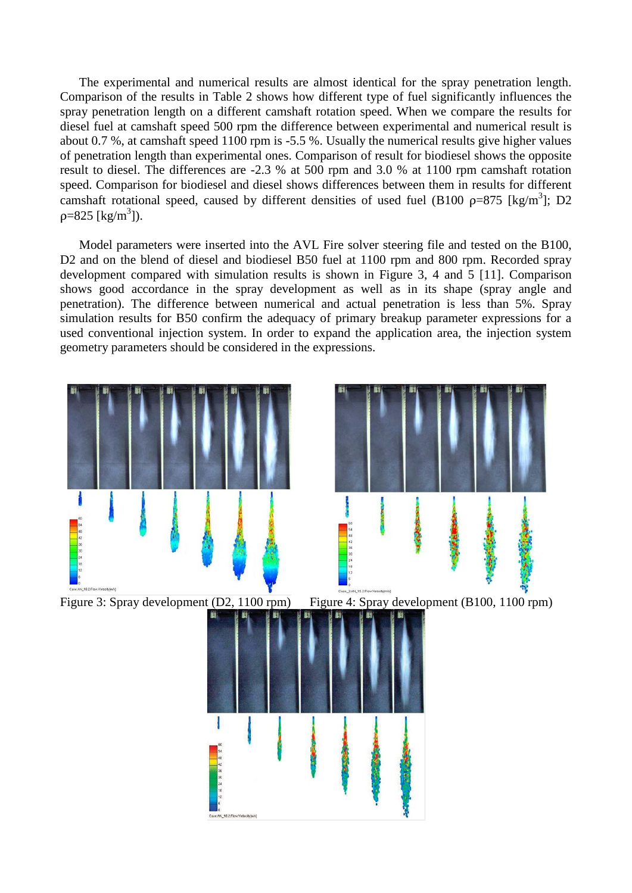The experimental and numerical results are almost identical for the spray penetration length. Comparison of the results in Table 2 shows how different type of fuel significantly influences the spray penetration length on a different camshaft rotation speed. When we compare the results for diesel fuel at camshaft speed 500 rpm the difference between experimental and numerical result is about 0.7 %, at camshaft speed 1100 rpm is -5.5 %. Usually the numerical results give higher values of penetration length than experimental ones. Comparison of result for biodiesel shows the opposite result to diesel. The differences are -2.3 % at 500 rpm and 3.0 % at 1100 rpm camshaft rotation speed. Comparison for biodiesel and diesel shows differences between them in results for different camshaft rotational speed, caused by different densities of used fuel (B100 $\rho$=875 [kg/m$^3$]; D2 $\rho$=825 [kg/m$^3$]).

Model parameters were inserted into the AVL Fire solver steering file and tested on the B100, D2 and on the blend of diesel and biodiesel B50 fuel at 1100 rpm and 800 rpm. Recorded spray development compared with simulation results is shown in Figure 3, 4 and 5 [11]. Comparison shows good accordance in the spray development as well as in its shape (spray angle and penetration). The difference between numerical and actual penetration is less than 5%. Spray simulation results for B50 confirm the adequacy of primary breakup parameter expressions for a used conventional injection system. In order to expand the application area, the injection system geometry parameters should be considered in the expressions.

Figure 3: Spray development (D2, 1100 rpm)

Figure 4: Spray development (B100, 1100 rpm)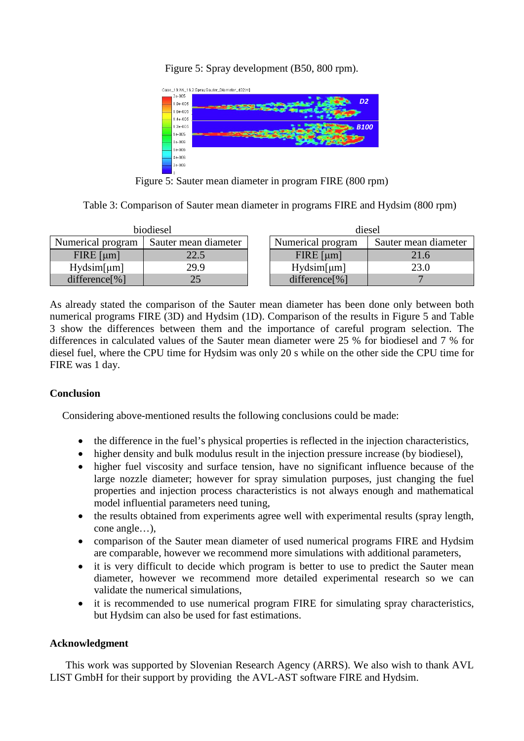Figure 5: Spray development (B50, 800 rpm).

Figure 5: Sauter mean diameter in program FIRE (800 rpm)

Table 3: Comparison of Sauter mean diameter in programs FIRE and Hydsim (800 rpm)

biodiesel

| Numerical program | Sauter mean diameter |
|---|---|
| FIRE [μm] | 22.5 |
| Hydsim[μm] | 29.9 |
| difference[%] | 25 |

diesel

| Numerical program | Sauter mean diameter |
|---|---|
| FIRE [μm] | 21.6 |
| Hydsim[μm] | 23.0 |
| difference[%] | 7 |

As already stated the comparison of the Sauter mean diameter has been done only between both numerical programs FIRE (3D) and Hydsim (1D). Comparison of the results in Figure 5 and Table 3 show the differences between them and the importance of careful program selection. The differences in calculated values of the Sauter mean diameter were 25 % for biodiesel and 7 % for diesel fuel, where the CPU time for Hydsim was only 20 s while on the other side the CPU time for FIRE was 1 day.

## Conclusion

Considering above-mentioned results the following conclusions could be made:

- the difference in the fuel's physical properties is reflected in the injection characteristics,
- higher density and bulk modulus result in the injection pressure increase (by biodiesel),
- higher fuel viscosity and surface tension, have no significant influence because of the large nozzle diameter; however for spray simulation purposes, just changing the fuel properties and injection process characteristics is not always enough and mathematical model influential parameters need tuning,
- the results obtained from experiments agree well with experimental results (spray length, cone angle…),
- comparison of the Sauter mean diameter of used numerical programs FIRE and Hydsim are comparable, however we recommend more simulations with additional parameters,
- it is very difficult to decide which program is better to use to predict the Sauter mean diameter, however we recommend more detailed experimental research so we can validate the numerical simulations,
- it is recommended to use numerical program FIRE for simulating spray characteristics, but Hydsim can also be used for fast estimations.

## Acknowledgment

This work was supported by Slovenian Research Agency (ARRS). We also wish to thank AVL LIST GmbH for their support by providing the AVL-AST software FIRE and Hydsim.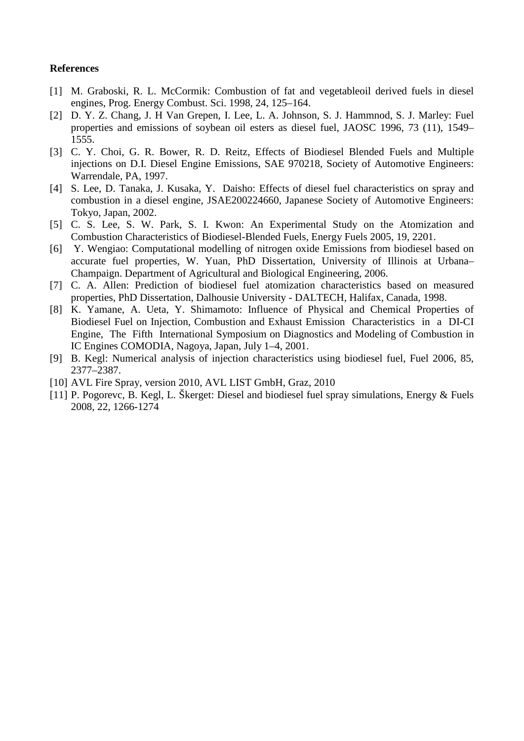**References**

[1] M. Graboski, R. L. McCormik: Combustion of fat and vegetableoil derived fuels in diesel engines, Prog. Energy Combust. Sci. 1998, 24, 125–164.

[2] D. Y. Z. Chang, J. H Van Grepen, I. Lee, L. A. Johnson, S. J. Hammnod, S. J. Marley: Fuel properties and emissions of soybean oil esters as diesel fuel, JAOSC 1996, 73 (11), 1549–1555.

[3] C. Y. Choi, G. R. Bower, R. D. Reitz, Effects of Biodiesel Blended Fuels and Multiple injections on D.I. Diesel Engine Emissions, SAE 970218, Society of Automotive Engineers: Warrendale, PA, 1997.

[4] S. Lee, D. Tanaka, J. Kusaka, Y. Daisho: Effects of diesel fuel characteristics on spray and combustion in a diesel engine, JSAE200224660, Japanese Society of Automotive Engineers: Tokyo, Japan, 2002.

[5] C. S. Lee, S. W. Park, S. I. Kwon: An Experimental Study on the Atomization and Combustion Characteristics of Biodiesel-Blended Fuels, Energy Fuels 2005, 19, 2201.

[6] Y. Wengiao: Computational modelling of nitrogen oxide Emissions from biodiesel based on accurate fuel properties, W. Yuan, PhD Dissertation, University of Illinois at Urbana–Champaign. Department of Agricultural and Biological Engineering, 2006.

[7] C. A. Allen: Prediction of biodiesel fuel atomization characteristics based on measured properties, PhD Dissertation, Dalhousie University - DALTECH, Halifax, Canada, 1998.

[8] K. Yamane, A. Ueta, Y. Shimamoto: Influence of Physical and Chemical Properties of Biodiesel Fuel on Injection, Combustion and Exhaust Emission Characteristics in a DI-CI Engine, The Fifth International Symposium on Diagnostics and Modeling of Combustion in IC Engines COMODIA, Nagoya, Japan, July 1–4, 2001.

[9] B. Kegl: Numerical analysis of injection characteristics using biodiesel fuel, Fuel 2006, 85, 2377–2387.

[10] AVL Fire Spray, version 2010, AVL LIST GmbH, Graz, 2010

[11] P. Pogorevc, B. Kegl, L. Škerget: Diesel and biodiesel fuel spray simulations, Energy & Fuels 2008, 22, 1266-1274